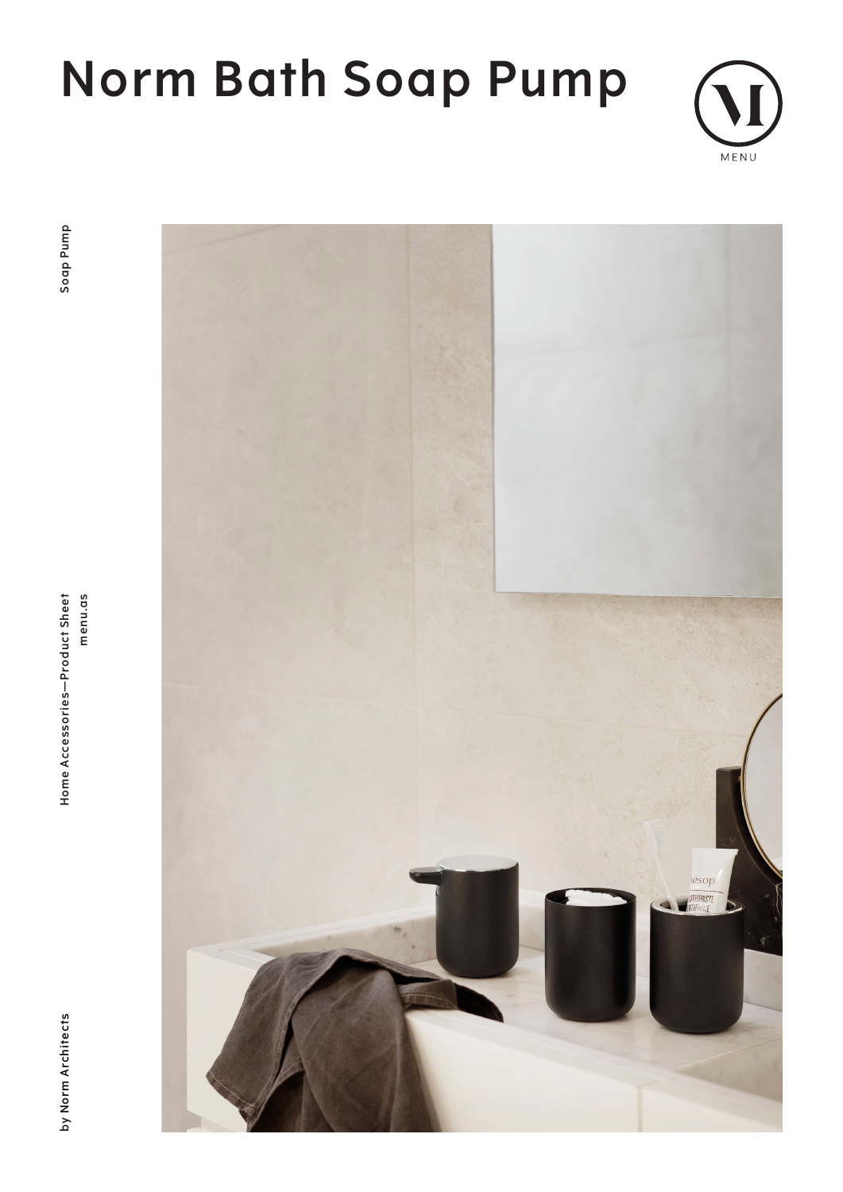# Norm Bath Soap Pump

MENU

Soap Pump

Home Accessories—Product Sheet
menu.as

by Norm Architects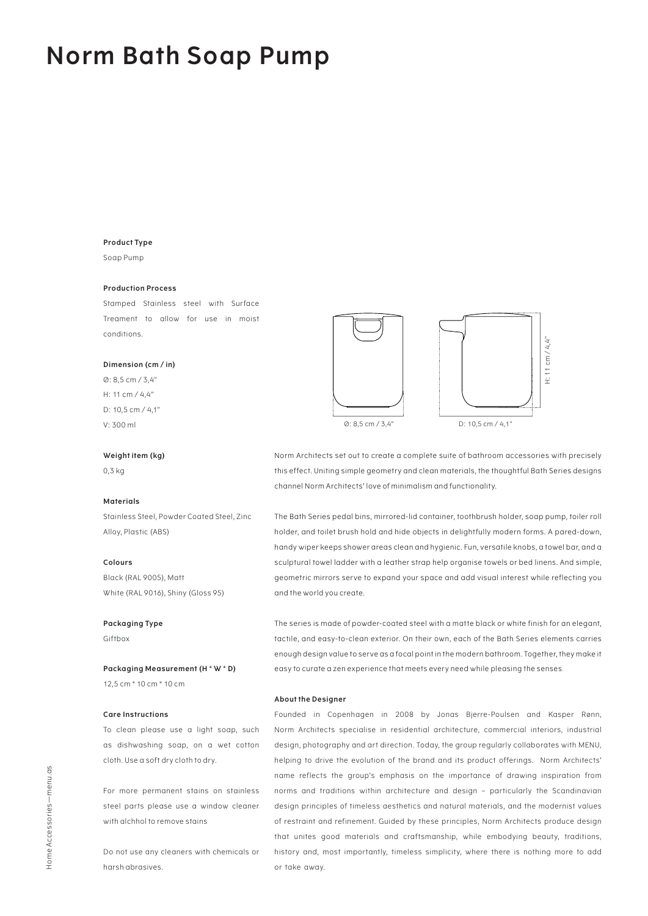# Norm Bath Soap Pump

**Product Type**

Soap Pump

**Production Process**

Stamped Stainless steel with Surface Treament to allow for use in moist conditions.

**Dimension (cm / in)**

Ø: 8,5 cm / 3,4"
H: 11 cm / 4,4"
D: 10,5 cm / 4,1"
V: 300 ml

**Weight item (kg)**

0,3 kg

**Materials**

Stainless Steel, Powder Coated Steel, Zinc Alloy, Plastic (ABS)

**Colours**

Black (RAL 9005), Matt
White (RAL 9016), Shiny (Gloss 95)

**Packaging Type**

Giftbox

**Packaging Measurement (H * W * D)**

12,5 cm * 10 cm * 10 cm

**Care Instructions**

To clean please use a light soap, such as dishwashing soap, on a wet cotton cloth. Use a soft dry cloth to dry.

For more permanent stains on stainless steel parts please use a window cleaner with alchhol to remove stains

Do not use any cleaners with chemicals or harsh abrasives.

Ø: 8,5 cm / 3,4" D: 10,5 cm / 4,1" H: 11 cm / 4,4"

Norm Architects set out to create a complete suite of bathroom accessories with precisely this effect. Uniting simple geometry and clean materials, the thoughtful Bath Series designs channel Norm Architects' love of minimalism and functionality.

The Bath Series pedal bins, mirrored-lid container, toothbrush holder, soap pump, toiler roll holder, and toilet brush hold and hide objects in delightfully modern forms. A pared-down, handy wiper keeps shower areas clean and hygienic. Fun, versatile knobs, a towel bar, and a sculptural towel ladder with a leather strap help organise towels or bed linens. And simple, geometric mirrors serve to expand your space and add visual interest while reflecting you and the world you create.

The series is made of powder-coated steel with a matte black or white finish for an elegant, tactile, and easy-to-clean exterior. On their own, each of the Bath Series elements carries enough design value to serve as a focal point in the modern bathroom. Together, they make it easy to curate a zen experience that meets every need while pleasing the senses.

**About the Designer**

Founded in Copenhagen in 2008 by Jonas Bjerre-Poulsen and Kasper Rønn, Norm Architects specialise in residential architecture, commercial interiors, industrial design, photography and art direction. Today, the group regularly collaborates with MENU, helping to drive the evolution of the brand and its product offerings. Norm Architects' name reflects the group's emphasis on the importance of drawing inspiration from norms and traditions within architecture and design – particularly the Scandinavian design principles of timeless aesthetics and natural materials, and the modernist values of restraint and refinement. Guided by these principles, Norm Architects produce design that unites good materials and craftsmanship, while embodying beauty, traditions, history and, most importantly, timeless simplicity, where there is nothing more to add or take away.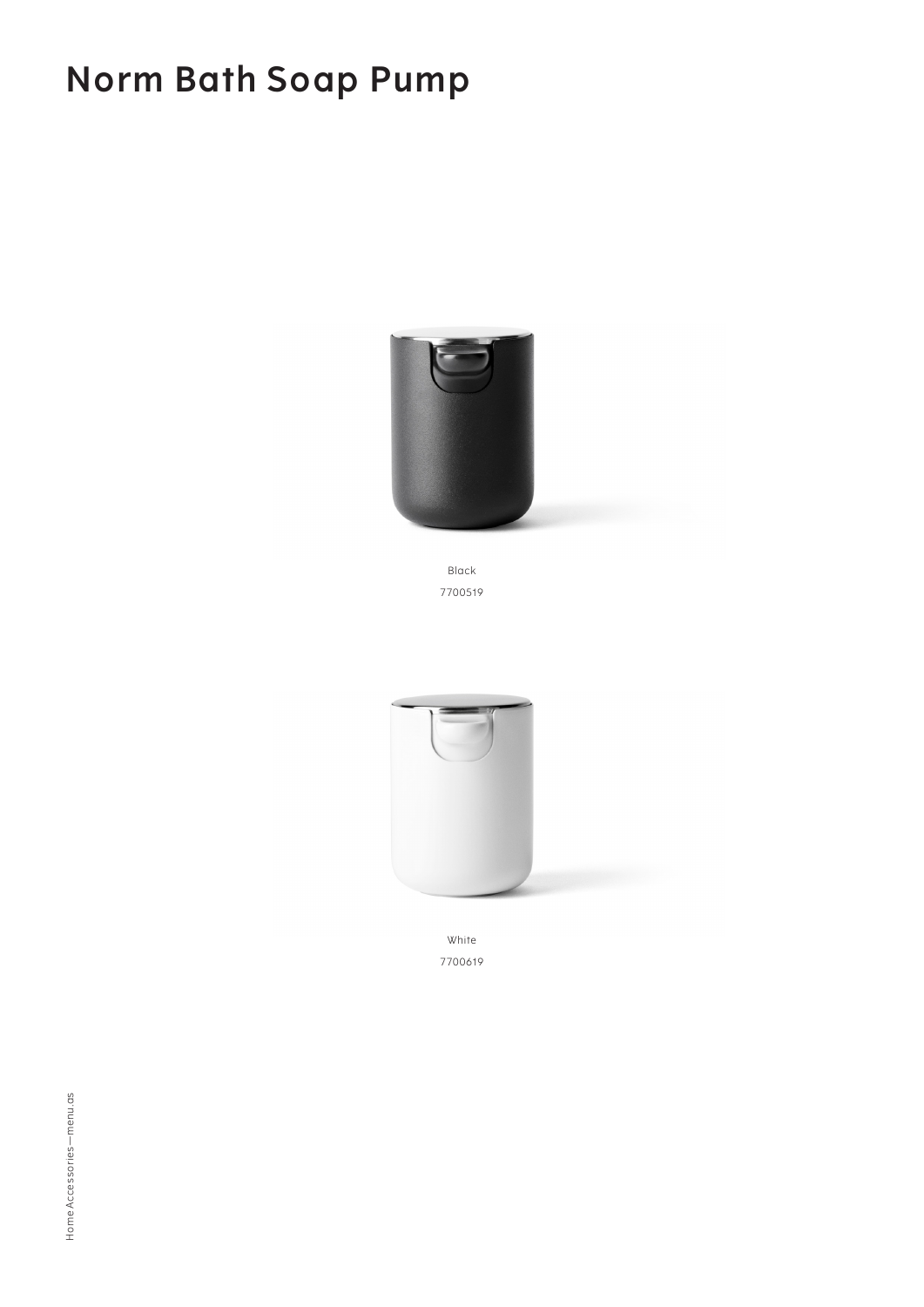# Norm Bath Soap Pump

Black
7700519

White
7700619